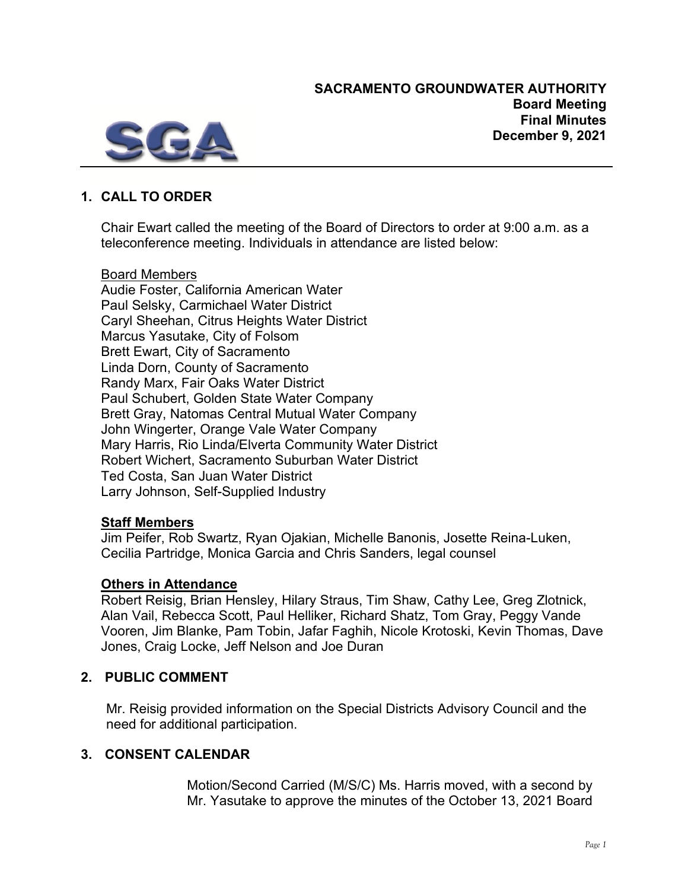**SACRAMENTO GROUNDWATER AUTHORITY**
**Board Meeting**
**Final Minutes**
**December 9, 2021**

## 1. CALL TO ORDER

Chair Ewart called the meeting of the Board of Directors to order at 9:00 a.m. as a teleconference meeting. Individuals in attendance are listed below:

Board Members
Audie Foster, California American Water
Paul Selsky, Carmichael Water District
Caryl Sheehan, Citrus Heights Water District
Marcus Yasutake, City of Folsom
Brett Ewart, City of Sacramento
Linda Dorn, County of Sacramento
Randy Marx, Fair Oaks Water District
Paul Schubert, Golden State Water Company
Brett Gray, Natomas Central Mutual Water Company
John Wingerter, Orange Vale Water Company
Mary Harris, Rio Linda/Elverta Community Water District
Robert Wichert, Sacramento Suburban Water District
Ted Costa, San Juan Water District
Larry Johnson, Self-Supplied Industry

**Staff Members**
Jim Peifer, Rob Swartz, Ryan Ojakian, Michelle Banonis, Josette Reina-Luken, Cecilia Partridge, Monica Garcia and Chris Sanders, legal counsel

**Others in Attendance**
Robert Reisig, Brian Hensley, Hilary Straus, Tim Shaw, Cathy Lee, Greg Zlotnick, Alan Vail, Rebecca Scott, Paul Helliker, Richard Shatz, Tom Gray, Peggy Vande Vooren, Jim Blanke, Pam Tobin, Jafar Faghih, Nicole Krotoski, Kevin Thomas, Dave Jones, Craig Locke, Jeff Nelson and Joe Duran

## 2. PUBLIC COMMENT

Mr. Reisig provided information on the Special Districts Advisory Council and the need for additional participation.

## 3. CONSENT CALENDAR

Motion/Second Carried (M/S/C) Ms. Harris moved, with a second by Mr. Yasutake to approve the minutes of the October 13, 2021 Board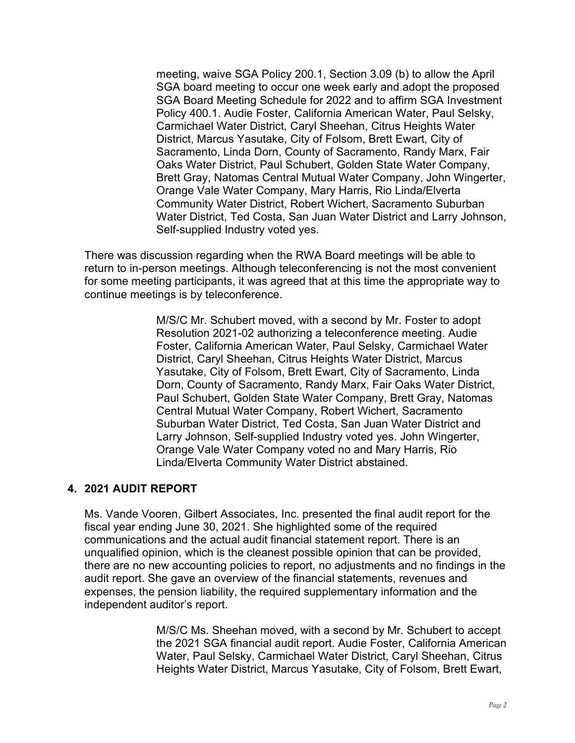meeting, waive SGA Policy 200.1, Section 3.09 (b) to allow the April SGA board meeting to occur one week early and adopt the proposed SGA Board Meeting Schedule for 2022 and to affirm SGA Investment Policy 400.1. Audie Foster, California American Water, Paul Selsky, Carmichael Water District, Caryl Sheehan, Citrus Heights Water District, Marcus Yasutake, City of Folsom, Brett Ewart, City of Sacramento, Linda Dorn, County of Sacramento, Randy Marx, Fair Oaks Water District, Paul Schubert, Golden State Water Company, Brett Gray, Natomas Central Mutual Water Company, John Wingerter, Orange Vale Water Company, Mary Harris, Rio Linda/Elverta Community Water District, Robert Wichert, Sacramento Suburban Water District, Ted Costa, San Juan Water District and Larry Johnson, Self-supplied Industry voted yes.

There was discussion regarding when the RWA Board meetings will be able to return to in-person meetings. Although teleconferencing is not the most convenient for some meeting participants, it was agreed that at this time the appropriate way to continue meetings is by teleconference.

M/S/C Mr. Schubert moved, with a second by Mr. Foster to adopt Resolution 2021-02 authorizing a teleconference meeting. Audie Foster, California American Water, Paul Selsky, Carmichael Water District, Caryl Sheehan, Citrus Heights Water District, Marcus Yasutake, City of Folsom, Brett Ewart, City of Sacramento, Linda Dorn, County of Sacramento, Randy Marx, Fair Oaks Water District, Paul Schubert, Golden State Water Company, Brett Gray, Natomas Central Mutual Water Company, Robert Wichert, Sacramento Suburban Water District, Ted Costa, San Juan Water District and Larry Johnson, Self-supplied Industry voted yes. John Wingerter, Orange Vale Water Company voted no and Mary Harris, Rio Linda/Elverta Community Water District abstained.

## 4. 2021 AUDIT REPORT

Ms. Vande Vooren, Gilbert Associates, Inc. presented the final audit report for the fiscal year ending June 30, 2021. She highlighted some of the required communications and the actual audit financial statement report. There is an unqualified opinion, which is the cleanest possible opinion that can be provided, there are no new accounting policies to report, no adjustments and no findings in the audit report. She gave an overview of the financial statements, revenues and expenses, the pension liability, the required supplementary information and the independent auditor's report.

M/S/C Ms. Sheehan moved, with a second by Mr. Schubert to accept the 2021 SGA financial audit report. Audie Foster, California American Water, Paul Selsky, Carmichael Water District, Caryl Sheehan, Citrus Heights Water District, Marcus Yasutake, City of Folsom, Brett Ewart,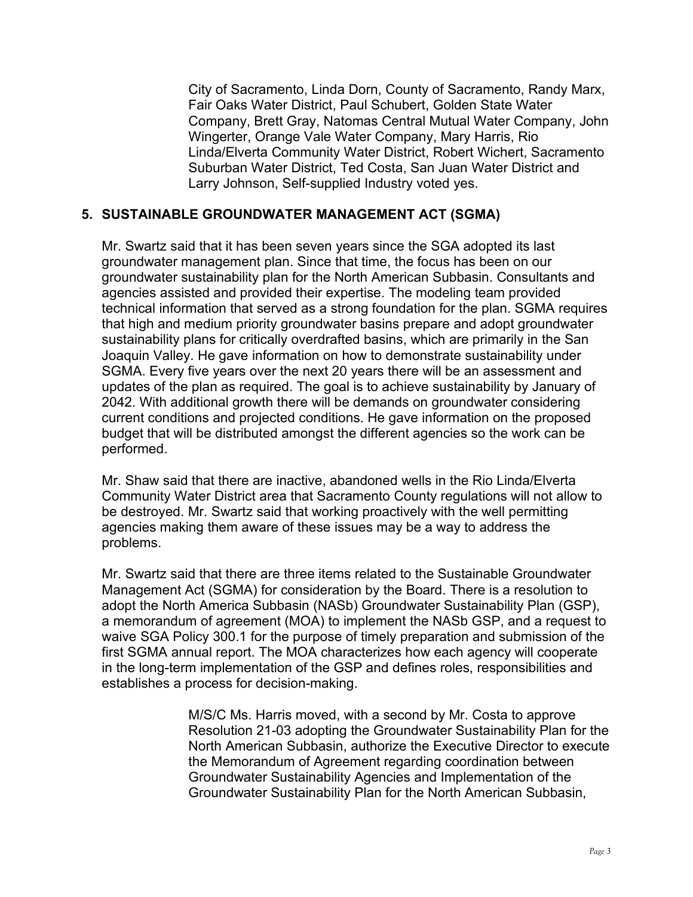City of Sacramento, Linda Dorn, County of Sacramento, Randy Marx, Fair Oaks Water District, Paul Schubert, Golden State Water Company, Brett Gray, Natomas Central Mutual Water Company, John Wingerter, Orange Vale Water Company, Mary Harris, Rio Linda/Elverta Community Water District, Robert Wichert, Sacramento Suburban Water District, Ted Costa, San Juan Water District and Larry Johnson, Self-supplied Industry voted yes.

## 5. SUSTAINABLE GROUNDWATER MANAGEMENT ACT (SGMA)

Mr. Swartz said that it has been seven years since the SGA adopted its last groundwater management plan. Since that time, the focus has been on our groundwater sustainability plan for the North American Subbasin. Consultants and agencies assisted and provided their expertise. The modeling team provided technical information that served as a strong foundation for the plan. SGMA requires that high and medium priority groundwater basins prepare and adopt groundwater sustainability plans for critically overdrafted basins, which are primarily in the San Joaquin Valley. He gave information on how to demonstrate sustainability under SGMA. Every five years over the next 20 years there will be an assessment and updates of the plan as required. The goal is to achieve sustainability by January of 2042. With additional growth there will be demands on groundwater considering current conditions and projected conditions. He gave information on the proposed budget that will be distributed amongst the different agencies so the work can be performed.

Mr. Shaw said that there are inactive, abandoned wells in the Rio Linda/Elverta Community Water District area that Sacramento County regulations will not allow to be destroyed. Mr. Swartz said that working proactively with the well permitting agencies making them aware of these issues may be a way to address the problems.

Mr. Swartz said that there are three items related to the Sustainable Groundwater Management Act (SGMA) for consideration by the Board. There is a resolution to adopt the North America Subbasin (NASb) Groundwater Sustainability Plan (GSP), a memorandum of agreement (MOA) to implement the NASb GSP, and a request to waive SGA Policy 300.1 for the purpose of timely preparation and submission of the first SGMA annual report. The MOA characterizes how each agency will cooperate in the long-term implementation of the GSP and defines roles, responsibilities and establishes a process for decision-making.

M/S/C Ms. Harris moved, with a second by Mr. Costa to approve Resolution 21-03 adopting the Groundwater Sustainability Plan for the North American Subbasin, authorize the Executive Director to execute the Memorandum of Agreement regarding coordination between Groundwater Sustainability Agencies and Implementation of the Groundwater Sustainability Plan for the North American Subbasin,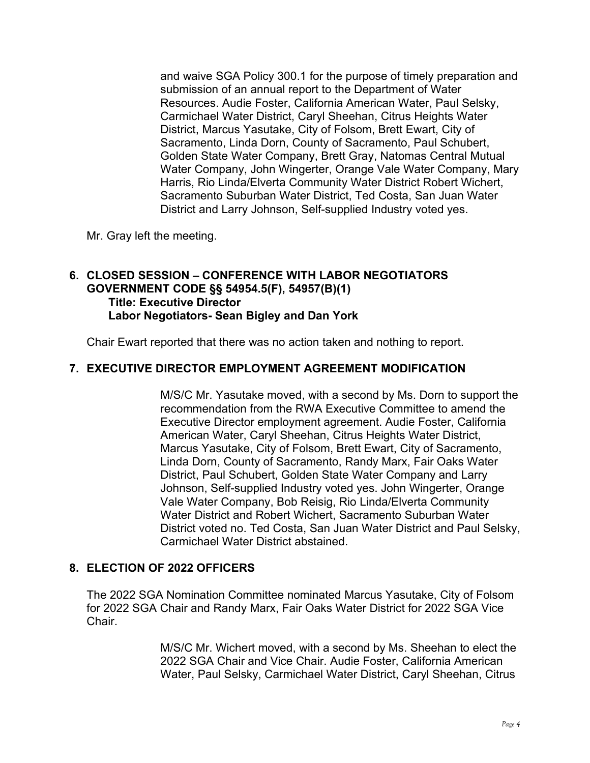and waive SGA Policy 300.1 for the purpose of timely preparation and submission of an annual report to the Department of Water Resources. Audie Foster, California American Water, Paul Selsky, Carmichael Water District, Caryl Sheehan, Citrus Heights Water District, Marcus Yasutake, City of Folsom, Brett Ewart, City of Sacramento, Linda Dorn, County of Sacramento, Paul Schubert, Golden State Water Company, Brett Gray, Natomas Central Mutual Water Company, John Wingerter, Orange Vale Water Company, Mary Harris, Rio Linda/Elverta Community Water District Robert Wichert, Sacramento Suburban Water District, Ted Costa, San Juan Water District and Larry Johnson, Self-supplied Industry voted yes.

Mr. Gray left the meeting.

## 6. CLOSED SESSION – CONFERENCE WITH LABOR NEGOTIATORS GOVERNMENT CODE §§ 54954.5(F), 54957(B)(1)

**Title: Executive Director**
**Labor Negotiators- Sean Bigley and Dan York**

Chair Ewart reported that there was no action taken and nothing to report.

## 7. EXECUTIVE DIRECTOR EMPLOYMENT AGREEMENT MODIFICATION

M/S/C Mr. Yasutake moved, with a second by Ms. Dorn to support the recommendation from the RWA Executive Committee to amend the Executive Director employment agreement. Audie Foster, California American Water, Caryl Sheehan, Citrus Heights Water District, Marcus Yasutake, City of Folsom, Brett Ewart, City of Sacramento, Linda Dorn, County of Sacramento, Randy Marx, Fair Oaks Water District, Paul Schubert, Golden State Water Company and Larry Johnson, Self-supplied Industry voted yes. John Wingerter, Orange Vale Water Company, Bob Reisig, Rio Linda/Elverta Community Water District and Robert Wichert, Sacramento Suburban Water District voted no. Ted Costa, San Juan Water District and Paul Selsky, Carmichael Water District abstained.

## 8. ELECTION OF 2022 OFFICERS

The 2022 SGA Nomination Committee nominated Marcus Yasutake, City of Folsom for 2022 SGA Chair and Randy Marx, Fair Oaks Water District for 2022 SGA Vice Chair.

M/S/C Mr. Wichert moved, with a second by Ms. Sheehan to elect the 2022 SGA Chair and Vice Chair. Audie Foster, California American Water, Paul Selsky, Carmichael Water District, Caryl Sheehan, Citrus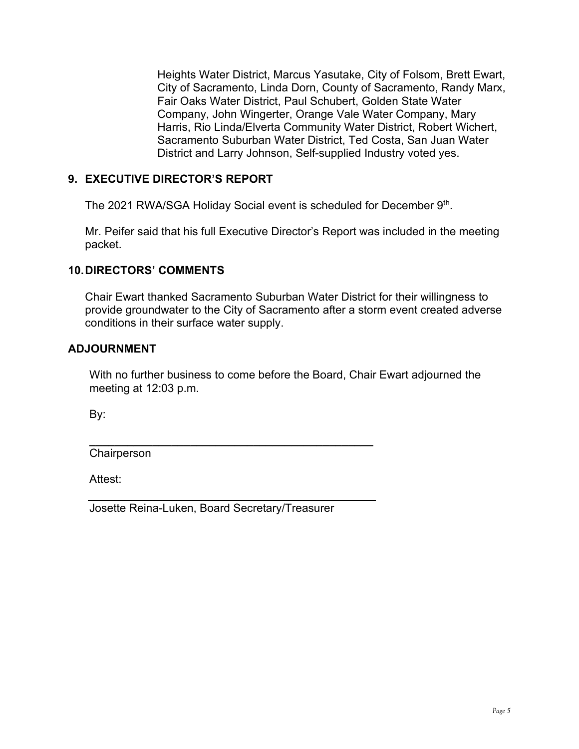Heights Water District, Marcus Yasutake, City of Folsom, Brett Ewart, City of Sacramento, Linda Dorn, County of Sacramento, Randy Marx, Fair Oaks Water District, Paul Schubert, Golden State Water Company, John Wingerter, Orange Vale Water Company, Mary Harris, Rio Linda/Elverta Community Water District, Robert Wichert, Sacramento Suburban Water District, Ted Costa, San Juan Water District and Larry Johnson, Self-supplied Industry voted yes.

## 9. EXECUTIVE DIRECTOR'S REPORT

The 2021 RWA/SGA Holiday Social event is scheduled for December 9th.

Mr. Peifer said that his full Executive Director's Report was included in the meeting packet.

## 10. DIRECTORS' COMMENTS

Chair Ewart thanked Sacramento Suburban Water District for their willingness to provide groundwater to the City of Sacramento after a storm event created adverse conditions in their surface water supply.

## ADJOURNMENT

With no further business to come before the Board, Chair Ewart adjourned the meeting at 12:03 p.m.

By:

\_\_\_\_\_\_\_\_\_\_\_\_\_\_\_\_\_\_\_\_\_\_\_\_\_\_\_\_\_\_\_\_\_\_\_\_\_\_\_\_\_\_\_\_\_

Chairperson

Attest:

\_\_\_\_\_\_\_\_\_\_\_\_\_\_\_\_\_\_\_\_\_\_\_\_\_\_\_\_\_\_\_\_\_\_\_\_\_\_\_\_\_\_\_\_\_

Josette Reina-Luken, Board Secretary/Treasurer